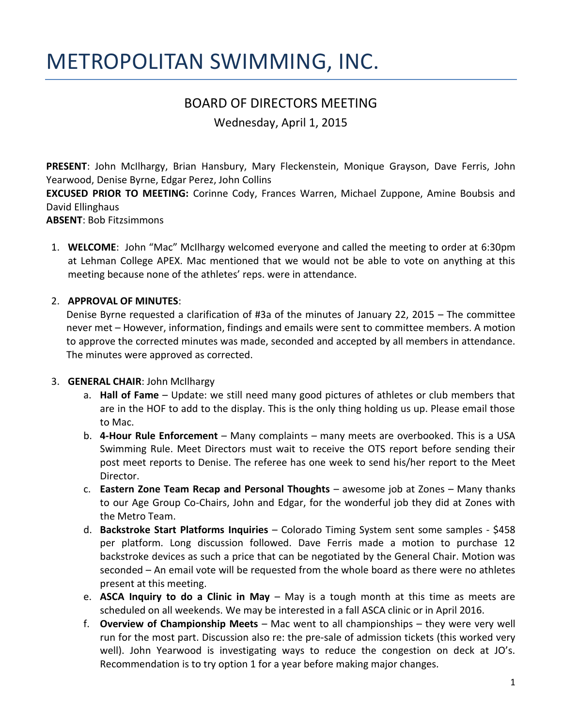# METROPOLITAN SWIMMING, INC.

## BOARD OF DIRECTORS MEETING

Wednesday, April 1, 2015

**PRESENT**: John McIlhargy, Brian Hansbury, Mary Fleckenstein, Monique Grayson, Dave Ferris, John Yearwood, Denise Byrne, Edgar Perez, John Collins
**EXCUSED PRIOR TO MEETING:** Corinne Cody, Frances Warren, Michael Zuppone, Amine Boubsis and David Ellinghaus
**ABSENT**: Bob Fitzsimmons

1. **WELCOME**: John "Mac" McIlhargy welcomed everyone and called the meeting to order at 6:30pm at Lehman College APEX. Mac mentioned that we would not be able to vote on anything at this meeting because none of the athletes' reps. were in attendance.

2. **APPROVAL OF MINUTES**:
   Denise Byrne requested a clarification of #3a of the minutes of January 22, 2015 – The committee never met – However, information, findings and emails were sent to committee members. A motion to approve the corrected minutes was made, seconded and accepted by all members in attendance. The minutes were approved as corrected.

3. **GENERAL CHAIR**: John McIlhargy
   a. **Hall of Fame** – Update: we still need many good pictures of athletes or club members that are in the HOF to add to the display. This is the only thing holding us up. Please email those to Mac.
   b. **4-Hour Rule Enforcement** – Many complaints – many meets are overbooked. This is a USA Swimming Rule. Meet Directors must wait to receive the OTS report before sending their post meet reports to Denise. The referee has one week to send his/her report to the Meet Director.
   c. **Eastern Zone Team Recap and Personal Thoughts** – awesome job at Zones – Many thanks to our Age Group Co-Chairs, John and Edgar, for the wonderful job they did at Zones with the Metro Team.
   d. **Backstroke Start Platforms Inquiries** – Colorado Timing System sent some samples - $458 per platform. Long discussion followed. Dave Ferris made a motion to purchase 12 backstroke devices as such a price that can be negotiated by the General Chair. Motion was seconded – An email vote will be requested from the whole board as there were no athletes present at this meeting.
   e. **ASCA Inquiry to do a Clinic in May** – May is a tough month at this time as meets are scheduled on all weekends. We may be interested in a fall ASCA clinic or in April 2016.
   f. **Overview of Championship Meets** – Mac went to all championships – they were very well run for the most part. Discussion also re: the pre-sale of admission tickets (this worked very well). John Yearwood is investigating ways to reduce the congestion on deck at JO's. Recommendation is to try option 1 for a year before making major changes.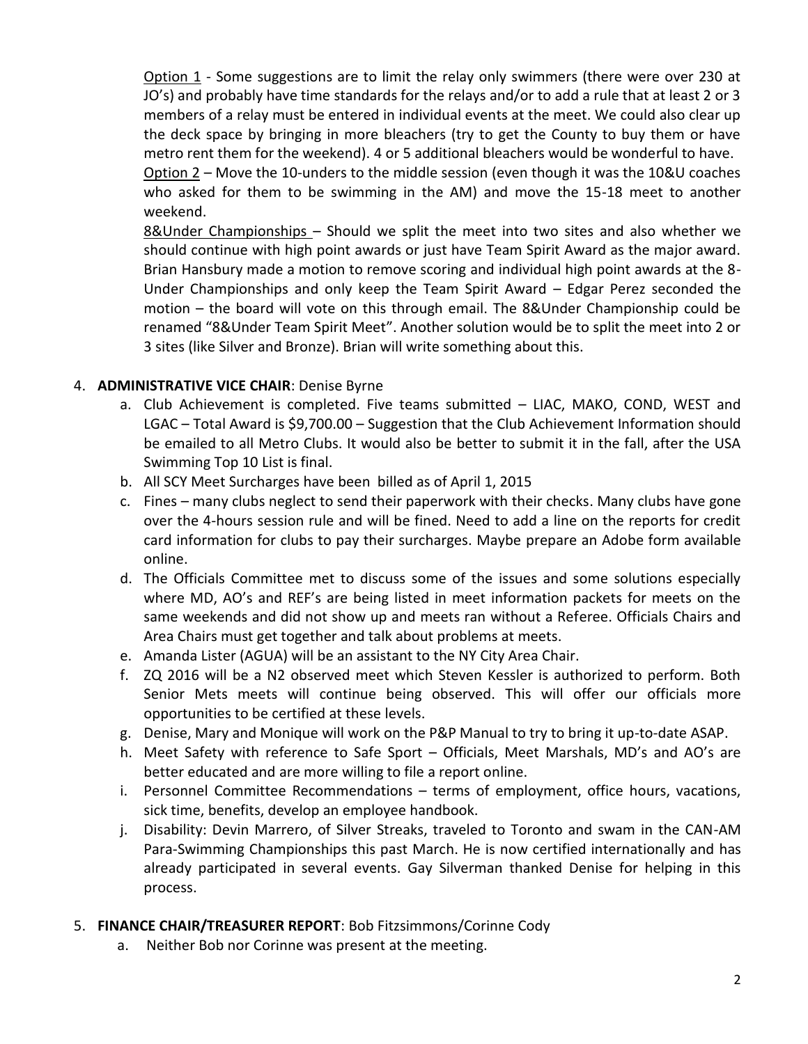Option 1 - Some suggestions are to limit the relay only swimmers (there were over 230 at JO's) and probably have time standards for the relays and/or to add a rule that at least 2 or 3 members of a relay must be entered in individual events at the meet. We could also clear up the deck space by bringing in more bleachers (try to get the County to buy them or have metro rent them for the weekend). 4 or 5 additional bleachers would be wonderful to have.

Option 2 – Move the 10-unders to the middle session (even though it was the 10&U coaches who asked for them to be swimming in the AM) and move the 15-18 meet to another weekend.

8&Under Championships – Should we split the meet into two sites and also whether we should continue with high point awards or just have Team Spirit Award as the major award. Brian Hansbury made a motion to remove scoring and individual high point awards at the 8-Under Championships and only keep the Team Spirit Award – Edgar Perez seconded the motion – the board will vote on this through email. The 8&Under Championship could be renamed "8&Under Team Spirit Meet". Another solution would be to split the meet into 2 or 3 sites (like Silver and Bronze). Brian will write something about this.

4. **ADMINISTRATIVE VICE CHAIR**: Denise Byrne
   a. Club Achievement is completed. Five teams submitted – LIAC, MAKO, COND, WEST and LGAC – Total Award is $9,700.00 – Suggestion that the Club Achievement Information should be emailed to all Metro Clubs. It would also be better to submit it in the fall, after the USA Swimming Top 10 List is final.
   b. All SCY Meet Surcharges have been billed as of April 1, 2015
   c. Fines – many clubs neglect to send their paperwork with their checks. Many clubs have gone over the 4-hours session rule and will be fined. Need to add a line on the reports for credit card information for clubs to pay their surcharges. Maybe prepare an Adobe form available online.
   d. The Officials Committee met to discuss some of the issues and some solutions especially where MD, AO's and REF's are being listed in meet information packets for meets on the same weekends and did not show up and meets ran without a Referee. Officials Chairs and Area Chairs must get together and talk about problems at meets.
   e. Amanda Lister (AGUA) will be an assistant to the NY City Area Chair.
   f. ZQ 2016 will be a N2 observed meet which Steven Kessler is authorized to perform. Both Senior Mets meets will continue being observed. This will offer our officials more opportunities to be certified at these levels.
   g. Denise, Mary and Monique will work on the P&P Manual to try to bring it up-to-date ASAP.
   h. Meet Safety with reference to Safe Sport – Officials, Meet Marshals, MD's and AO's are better educated and are more willing to file a report online.
   i. Personnel Committee Recommendations – terms of employment, office hours, vacations, sick time, benefits, develop an employee handbook.
   j. Disability: Devin Marrero, of Silver Streaks, traveled to Toronto and swam in the CAN-AM Para-Swimming Championships this past March. He is now certified internationally and has already participated in several events. Gay Silverman thanked Denise for helping in this process.

5. **FINANCE CHAIR/TREASURER REPORT**: Bob Fitzsimmons/Corinne Cody
   a. Neither Bob nor Corinne was present at the meeting.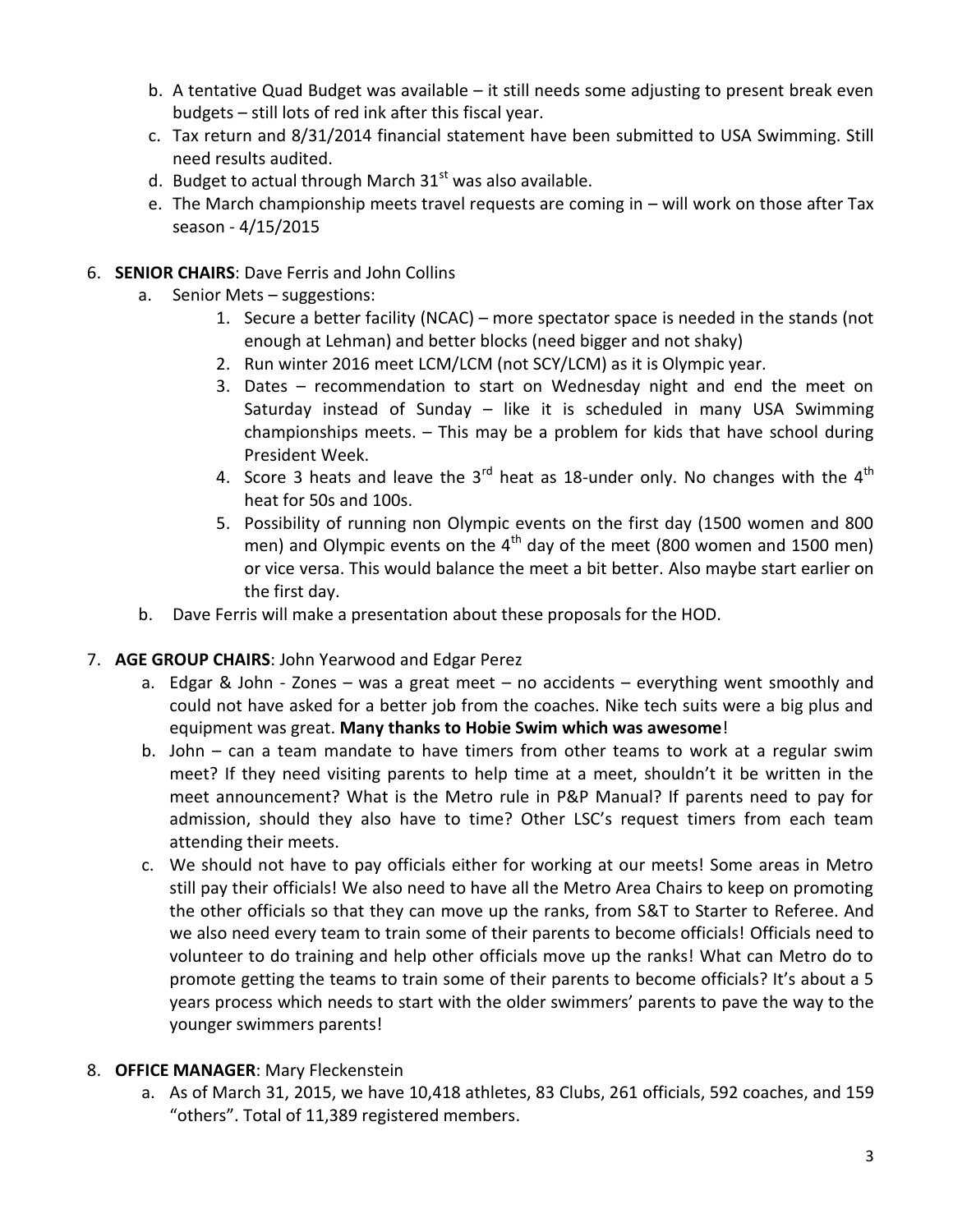b. A tentative Quad Budget was available – it still needs some adjusting to present break even budgets – still lots of red ink after this fiscal year.

c. Tax return and 8/31/2014 financial statement have been submitted to USA Swimming. Still need results audited.

d. Budget to actual through March 31st was also available.

e. The March championship meets travel requests are coming in – will work on those after Tax season - 4/15/2015

6. **SENIOR CHAIRS**: Dave Ferris and John Collins
   a. Senior Mets – suggestions:
      1. Secure a better facility (NCAC) – more spectator space is needed in the stands (not enough at Lehman) and better blocks (need bigger and not shaky)
      2. Run winter 2016 meet LCM/LCM (not SCY/LCM) as it is Olympic year.
      3. Dates – recommendation to start on Wednesday night and end the meet on Saturday instead of Sunday – like it is scheduled in many USA Swimming championships meets. – This may be a problem for kids that have school during President Week.
      4. Score 3 heats and leave the 3rd heat as 18-under only. No changes with the 4th heat for 50s and 100s.
      5. Possibility of running non Olympic events on the first day (1500 women and 800 men) and Olympic events on the 4th day of the meet (800 women and 1500 men) or vice versa. This would balance the meet a bit better. Also maybe start earlier on the first day.

   b. Dave Ferris will make a presentation about these proposals for the HOD.

7. **AGE GROUP CHAIRS**: John Yearwood and Edgar Perez
   a. Edgar & John - Zones – was a great meet – no accidents – everything went smoothly and could not have asked for a better job from the coaches. Nike tech suits were a big plus and equipment was great. **Many thanks to Hobie Swim which was awesome**!

   b. John – can a team mandate to have timers from other teams to work at a regular swim meet? If they need visiting parents to help time at a meet, shouldn't it be written in the meet announcement? What is the Metro rule in P&P Manual? If parents need to pay for admission, should they also have to time? Other LSC's request timers from each team attending their meets.

   c. We should not have to pay officials either for working at our meets! Some areas in Metro still pay their officials! We also need to have all the Metro Area Chairs to keep on promoting the other officials so that they can move up the ranks, from S&T to Starter to Referee. And we also need every team to train some of their parents to become officials! Officials need to volunteer to do training and help other officials move up the ranks! What can Metro do to promote getting the teams to train some of their parents to become officials? It's about a 5 years process which needs to start with the older swimmers' parents to pave the way to the younger swimmers parents!

8. **OFFICE MANAGER**: Mary Fleckenstein
   a. As of March 31, 2015, we have 10,418 athletes, 83 Clubs, 261 officials, 592 coaches, and 159 "others". Total of 11,389 registered members.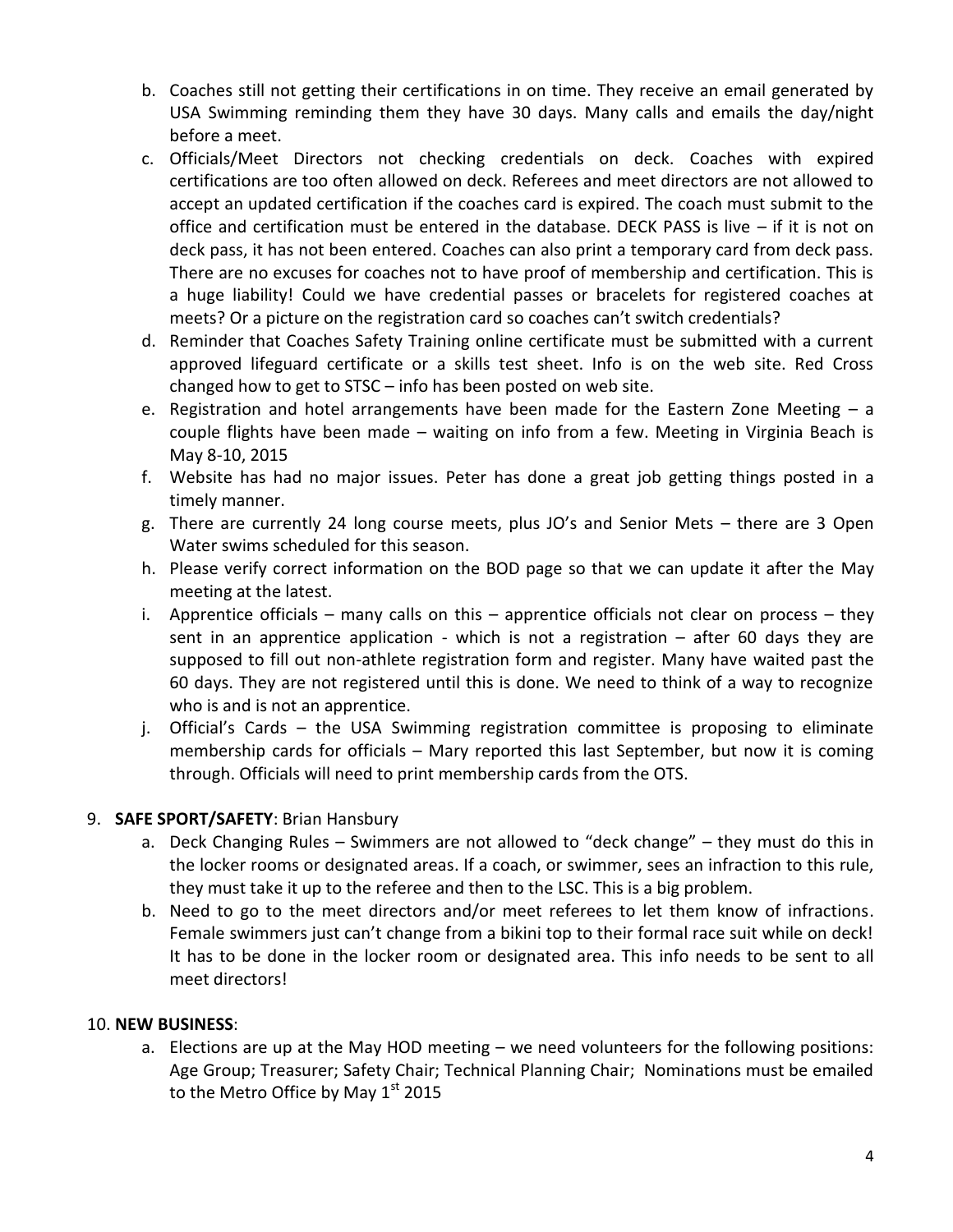b. Coaches still not getting their certifications in on time. They receive an email generated by USA Swimming reminding them they have 30 days. Many calls and emails the day/night before a meet.
c. Officials/Meet Directors not checking credentials on deck. Coaches with expired certifications are too often allowed on deck. Referees and meet directors are not allowed to accept an updated certification if the coaches card is expired. The coach must submit to the office and certification must be entered in the database. DECK PASS is live – if it is not on deck pass, it has not been entered. Coaches can also print a temporary card from deck pass. There are no excuses for coaches not to have proof of membership and certification. This is a huge liability! Could we have credential passes or bracelets for registered coaches at meets? Or a picture on the registration card so coaches can't switch credentials?
d. Reminder that Coaches Safety Training online certificate must be submitted with a current approved lifeguard certificate or a skills test sheet. Info is on the web site. Red Cross changed how to get to STSC – info has been posted on web site.
e. Registration and hotel arrangements have been made for the Eastern Zone Meeting – a couple flights have been made – waiting on info from a few. Meeting in Virginia Beach is May 8-10, 2015
f. Website has had no major issues. Peter has done a great job getting things posted in a timely manner.
g. There are currently 24 long course meets, plus JO's and Senior Mets – there are 3 Open Water swims scheduled for this season.
h. Please verify correct information on the BOD page so that we can update it after the May meeting at the latest.
i. Apprentice officials – many calls on this – apprentice officials not clear on process – they sent in an apprentice application - which is not a registration – after 60 days they are supposed to fill out non-athlete registration form and register. Many have waited past the 60 days. They are not registered until this is done. We need to think of a way to recognize who is and is not an apprentice.
j. Official's Cards – the USA Swimming registration committee is proposing to eliminate membership cards for officials – Mary reported this last September, but now it is coming through. Officials will need to print membership cards from the OTS.

9. **SAFE SPORT/SAFETY**: Brian Hansbury
   a. Deck Changing Rules – Swimmers are not allowed to "deck change" – they must do this in the locker rooms or designated areas. If a coach, or swimmer, sees an infraction to this rule, they must take it up to the referee and then to the LSC. This is a big problem.
   b. Need to go to the meet directors and/or meet referees to let them know of infractions. Female swimmers just can't change from a bikini top to their formal race suit while on deck! It has to be done in the locker room or designated area. This info needs to be sent to all meet directors!

10. **NEW BUSINESS**:
    a. Elections are up at the May HOD meeting – we need volunteers for the following positions: Age Group; Treasurer; Safety Chair; Technical Planning Chair; Nominations must be emailed to the Metro Office by May 1st 2015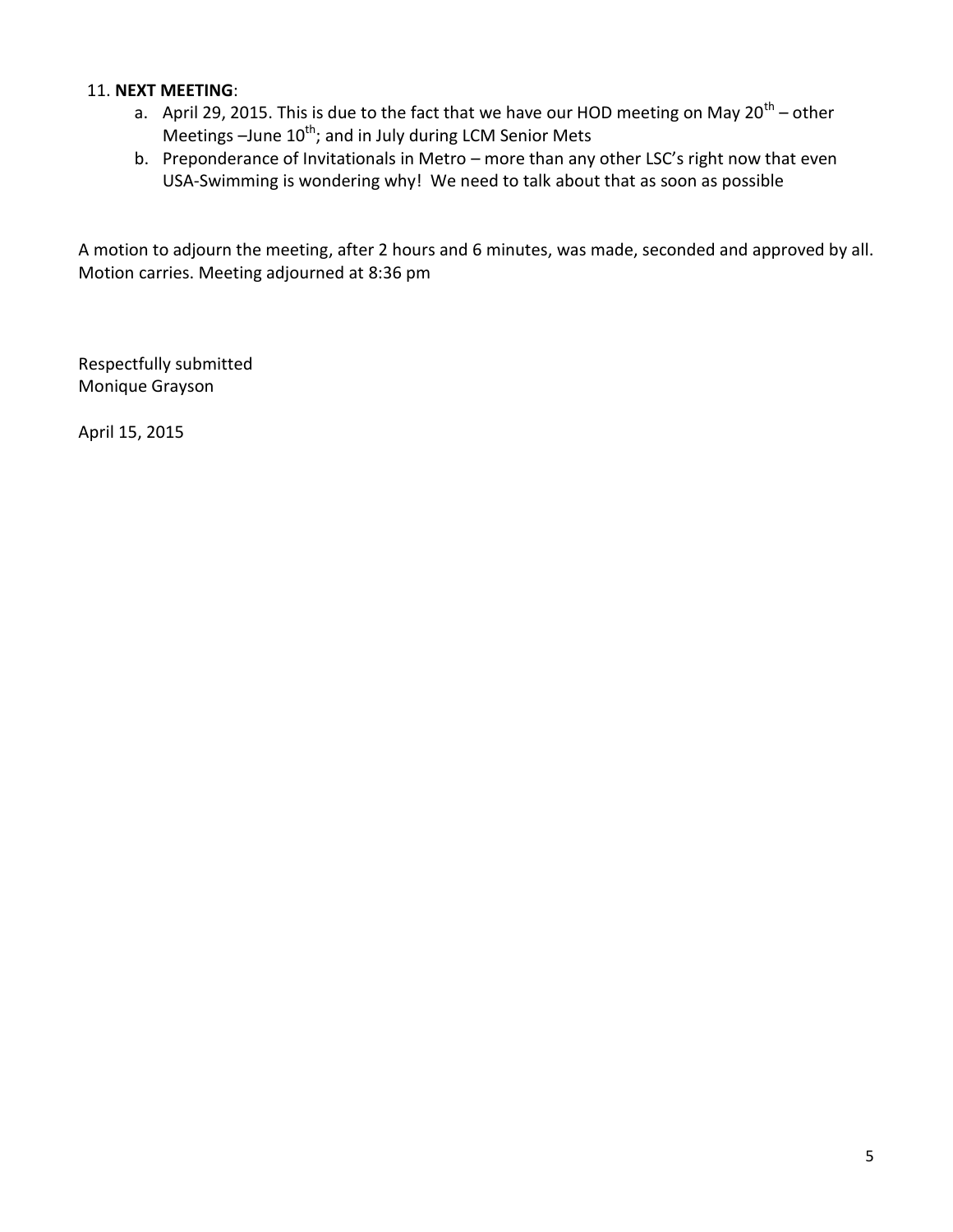11. **NEXT MEETING**:

    a. April 29, 2015. This is due to the fact that we have our HOD meeting on May 20th – other Meetings –June 10th; and in July during LCM Senior Mets

    b. Preponderance of Invitationals in Metro – more than any other LSC's right now that even USA-Swimming is wondering why! We need to talk about that as soon as possible

A motion to adjourn the meeting, after 2 hours and 6 minutes, was made, seconded and approved by all. Motion carries. Meeting adjourned at 8:36 pm

Respectfully submitted
Monique Grayson

April 15, 2015